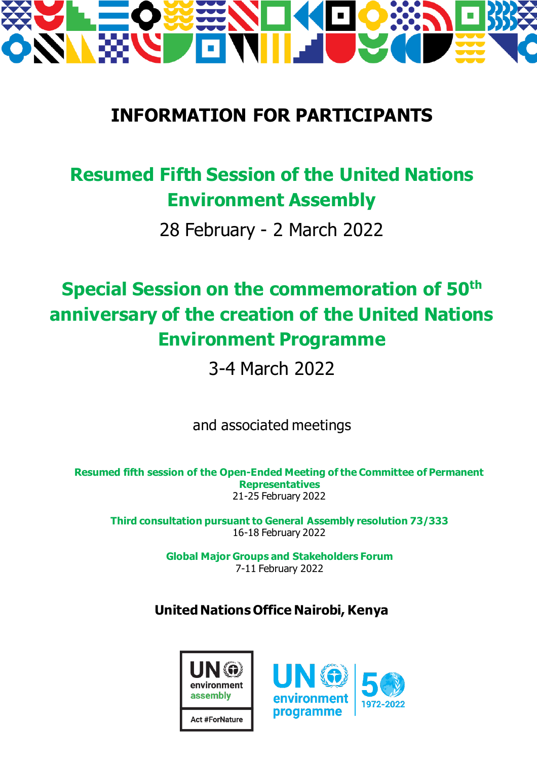# INFORMATION FOR PARTICIPANTS

## Resumed Fifth Session of the United Nations Environment Assembly

28 February - 2 March 2022

## Special Session on the commemoration of 50th anniversary of the creation of the United Nations Environment Programme

3-4 March 2022

and associated meetings

**Resumed fifth session of the Open-Ended Meeting of the Committee of Permanent Representatives**
21-25 February 2022

**Third consultation pursuant to General Assembly resolution 73/333**
16-18 February 2022

**Global Major Groups and Stakeholders Forum**
7-11 February 2022

**United Nations Office Nairobi, Kenya**

UN environment assembly — Act #ForNature

UN environment programme — 50 1972-2022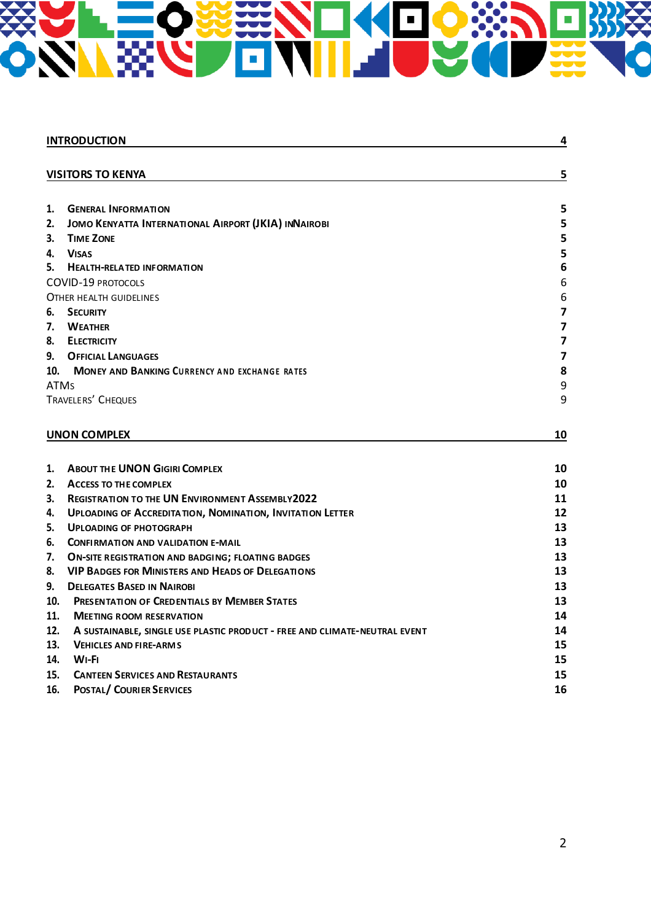| | |
|---|---|
| **INTRODUCTION** | **4** |
| **VISITORS TO KENYA** | **5** |
| **1. GENERAL INFORMATION** | **5** |
| **2. JOMO KENYATTA INTERNATIONAL AIRPORT (JKIA) IN NAIROBI** | **5** |
| **3. TIME ZONE** | **5** |
| **4. VISAS** | **5** |
| **5. HEALTH-RELATED INFORMATION** | **6** |
| COVID-19 PROTOCOLS | 6 |
| OTHER HEALTH GUIDELINES | 6 |
| **6. SECURITY** | **7** |
| **7. WEATHER** | **7** |
| **8. ELECTRICITY** | **7** |
| **9. OFFICIAL LANGUAGES** | **7** |
| **10. MONEY AND BANKING CURRENCY AND EXCHANGE RATES** | **8** |
| ATMS | 9 |
| TRAVELERS' CHEQUES | 9 |
| **UNON COMPLEX** | **10** |
| **1. ABOUT THE UNON GIGIRI COMPLEX** | **10** |
| **2. ACCESS TO THE COMPLEX** | **10** |
| **3. REGISTRATION TO THE UN ENVIRONMENT ASSEMBLY 2022** | **11** |
| **4. UPLOADING OF ACCREDITATION, NOMINATION, INVITATION LETTER** | **12** |
| **5. UPLOADING OF PHOTOGRAPH** | **13** |
| **6. CONFIRMATION AND VALIDATION E-MAIL** | **13** |
| **7. ON-SITE REGISTRATION AND BADGING; FLOATING BADGES** | **13** |
| **8. VIP BADGES FOR MINISTERS AND HEADS OF DELEGATIONS** | **13** |
| **9. DELEGATES BASED IN NAIROBI** | **13** |
| **10. PRESENTATION OF CREDENTIALS BY MEMBER STATES** | **13** |
| **11. MEETING ROOM RESERVATION** | **14** |
| **12. A SUSTAINABLE, SINGLE USE PLASTIC PRODUCT - FREE AND CLIMATE-NEUTRAL EVENT** | **14** |
| **13. VEHICLES AND FIRE-ARMS** | **15** |
| **14. WI-FI** | **15** |
| **15. CANTEEN SERVICES AND RESTAURANTS** | **15** |
| **16. POSTAL/ COURIER SERVICES** | **16** |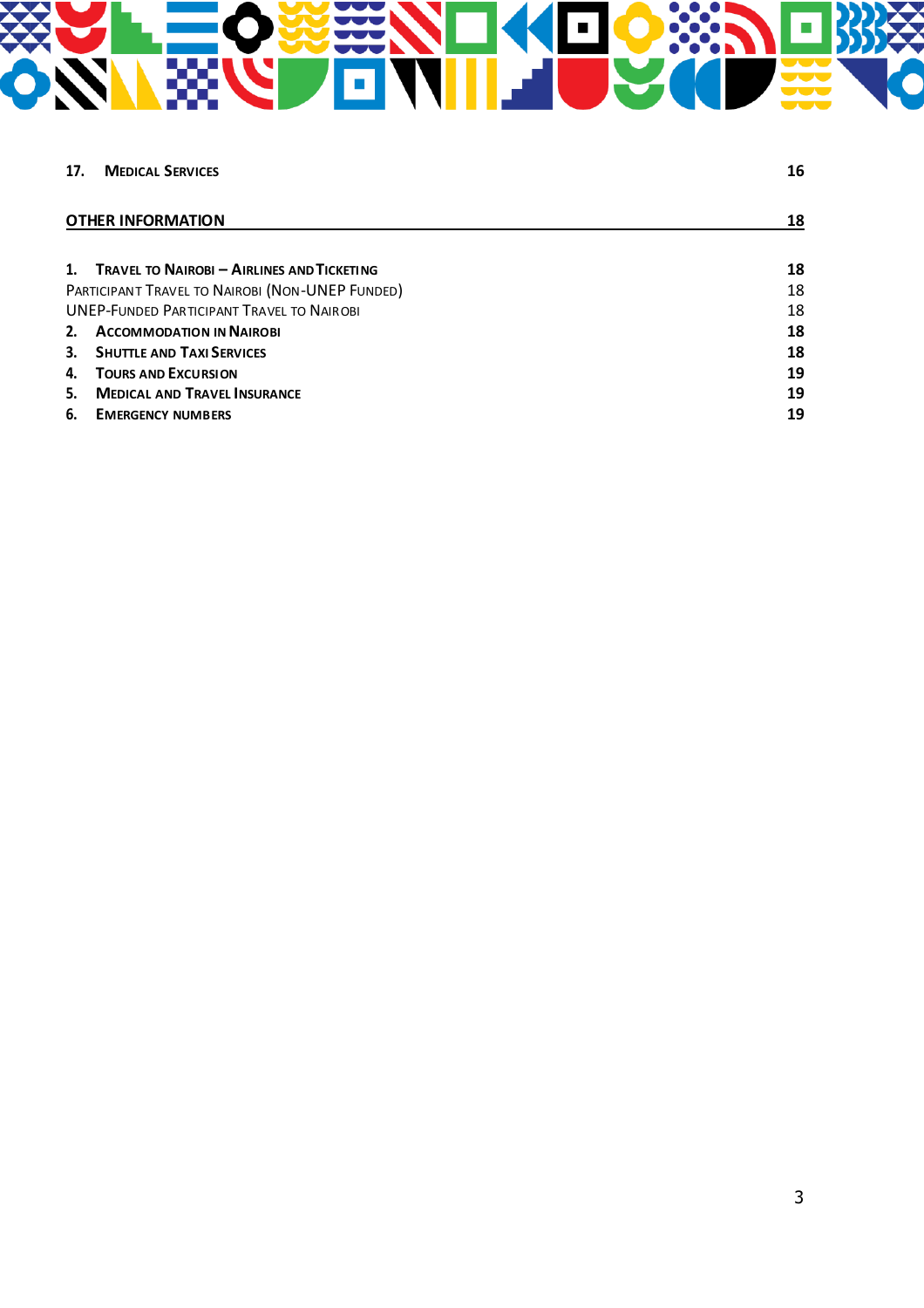| | |
|---|---|
| **17. Medical Services** | **16** |
| **OTHER INFORMATION** | **18** |
| **1. Travel to Nairobi – Airlines and Ticketing** | **18** |
| Participant Travel to Nairobi (Non-UNEP Funded) | 18 |
| UNEP-Funded Participant Travel to Nairobi | 18 |
| **2. Accommodation in Nairobi** | **18** |
| **3. Shuttle and Taxi Services** | **18** |
| **4. Tours and Excursion** | **19** |
| **5. Medical and Travel Insurance** | **19** |
| **6. Emergency numbers** | **19** |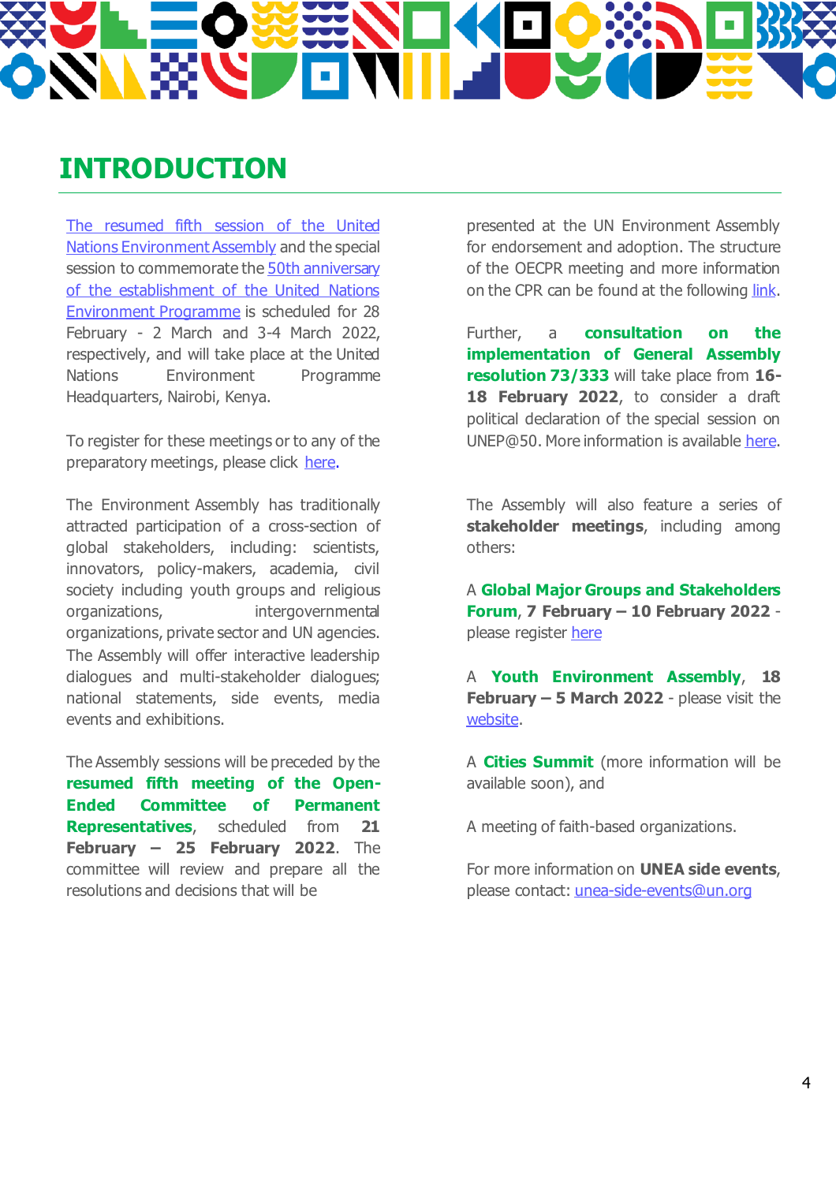# INTRODUCTION

The resumed fifth session of the United Nations Environment Assembly and the special session to commemorate the 50th anniversary of the establishment of the United Nations Environment Programme is scheduled for 28 February - 2 March and 3-4 March 2022, respectively, and will take place at the United Nations Environment Programme Headquarters, Nairobi, Kenya.

To register for these meetings or to any of the preparatory meetings, please click here.

The Environment Assembly has traditionally attracted participation of a cross-section of global stakeholders, including: scientists, innovators, policy-makers, academia, civil society including youth groups and religious organizations, intergovernmental organizations, private sector and UN agencies. The Assembly will offer interactive leadership dialogues and multi-stakeholder dialogues; national statements, side events, media events and exhibitions.

The Assembly sessions will be preceded by the **resumed fifth meeting of the Open-Ended Committee of Permanent Representatives**, scheduled from **21 February – 25 February 2022**. The committee will review and prepare all the resolutions and decisions that will be presented at the UN Environment Assembly for endorsement and adoption. The structure of the OECPR meeting and more information on the CPR can be found at the following link.

Further, a **consultation on the implementation of General Assembly resolution 73/333** will take place from **16-18 February 2022**, to consider a draft political declaration of the special session on UNEP@50. More information is available here.

The Assembly will also feature a series of **stakeholder meetings**, including among others:

A **Global Major Groups and Stakeholders Forum**, **7 February – 10 February 2022** - please register here

A **Youth Environment Assembly**, **18 February – 5 March 2022** - please visit the website.

A **Cities Summit** (more information will be available soon), and

A meeting of faith-based organizations.

For more information on **UNEA side events**, please contact: unea-side-events@un.org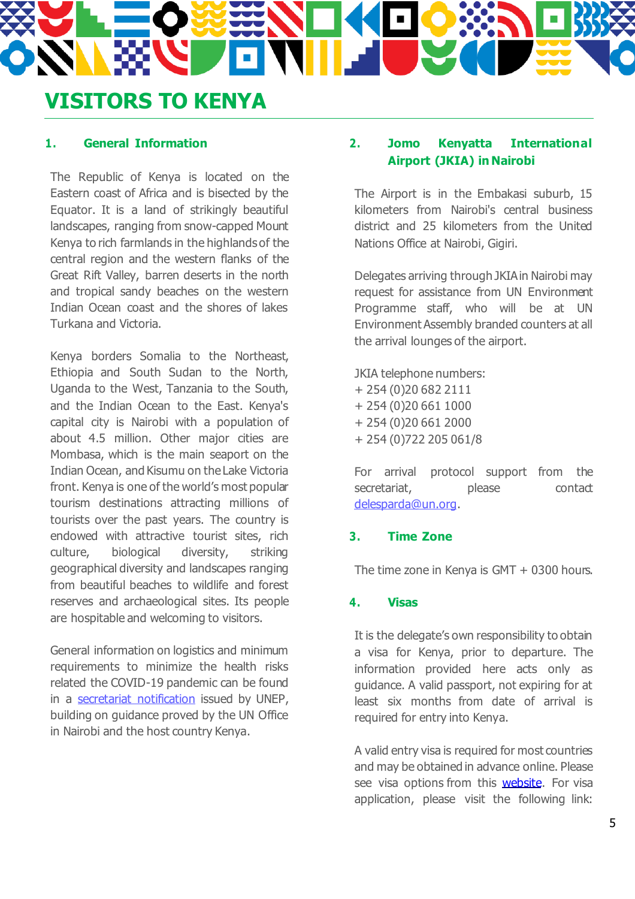# VISITORS TO KENYA

## 1. General Information

The Republic of Kenya is located on the Eastern coast of Africa and is bisected by the Equator. It is a land of strikingly beautiful landscapes, ranging from snow-capped Mount Kenya to rich farmlands in the highlands of the central region and the western flanks of the Great Rift Valley, barren deserts in the north and tropical sandy beaches on the western Indian Ocean coast and the shores of lakes Turkana and Victoria.

Kenya borders Somalia to the Northeast, Ethiopia and South Sudan to the North, Uganda to the West, Tanzania to the South, and the Indian Ocean to the East. Kenya's capital city is Nairobi with a population of about 4.5 million. Other major cities are Mombasa, which is the main seaport on the Indian Ocean, and Kisumu on the Lake Victoria front. Kenya is one of the world's most popular tourism destinations attracting millions of tourists over the past years. The country is endowed with attractive tourist sites, rich culture, biological diversity, striking geographical diversity and landscapes ranging from beautiful beaches to wildlife and forest reserves and archaeological sites. Its people are hospitable and welcoming to visitors.

General information on logistics and minimum requirements to minimize the health risks related the COVID-19 pandemic can be found in a secretariat notification issued by UNEP, building on guidance proved by the UN Office in Nairobi and the host country Kenya.

## 2. Jomo Kenyatta International Airport (JKIA) in Nairobi

The Airport is in the Embakasi suburb, 15 kilometers from Nairobi's central business district and 25 kilometers from the United Nations Office at Nairobi, Gigiri.

Delegates arriving through JKIA in Nairobi may request for assistance from UN Environment Programme staff, who will be at UN Environment Assembly branded counters at all the arrival lounges of the airport.

JKIA telephone numbers:
+ 254 (0)20 682 2111
+ 254 (0)20 661 1000
+ 254 (0)20 661 2000
+ 254 (0)722 205 061/8

For arrival protocol support from the secretariat, please contact delesparda@un.org.

## 3. Time Zone

The time zone in Kenya is GMT + 0300 hours.

## 4. Visas

It is the delegate's own responsibility to obtain a visa for Kenya, prior to departure. The information provided here acts only as guidance. A valid passport, not expiring for at least six months from date of arrival is required for entry into Kenya.

A valid entry visa is required for most countries and may be obtained in advance online. Please see visa options from this website. For visa application, please visit the following link: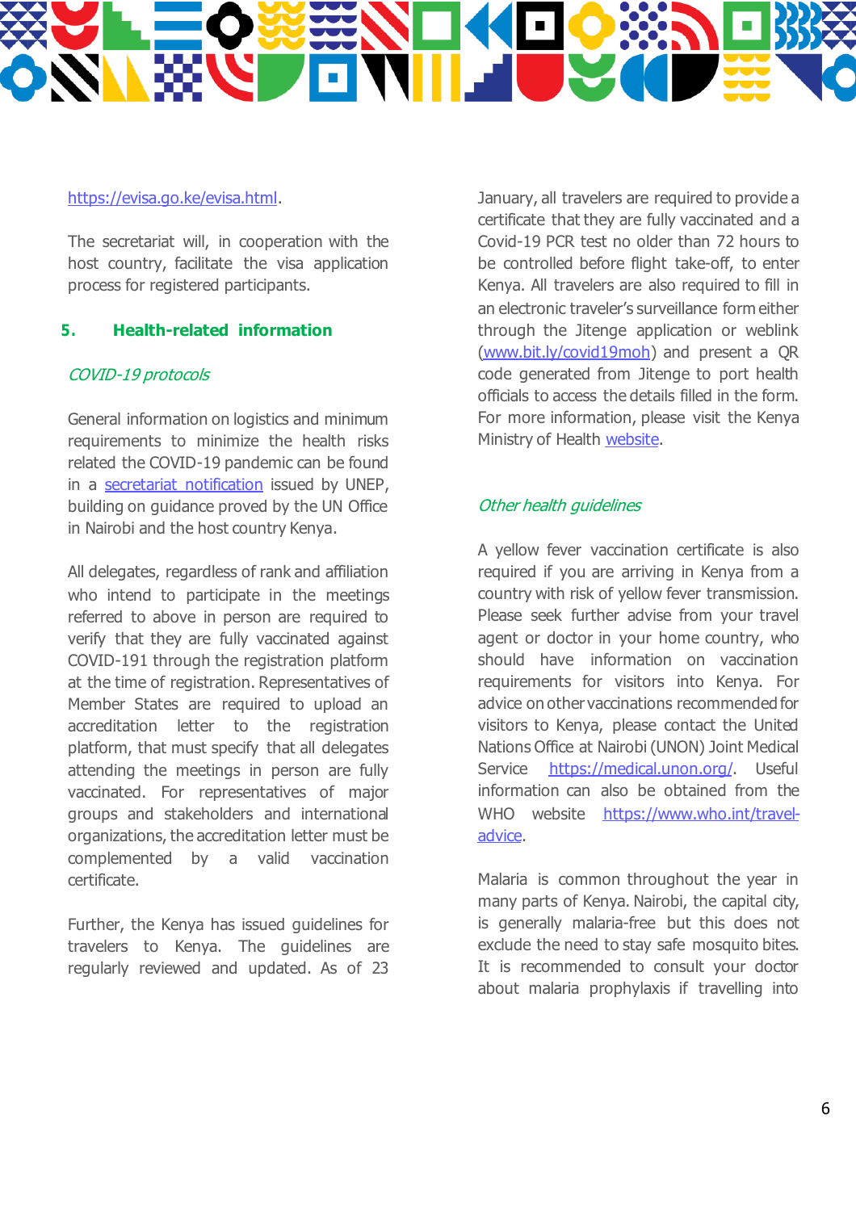https://evisa.go.ke/evisa.html.

The secretariat will, in cooperation with the host country, facilitate the visa application process for registered participants.

## 5. Health-related information

*COVID-19 protocols*

General information on logistics and minimum requirements to minimize the health risks related the COVID-19 pandemic can be found in a secretariat notification issued by UNEP, building on guidance proved by the UN Office in Nairobi and the host country Kenya.

All delegates, regardless of rank and affiliation who intend to participate in the meetings referred to above in person are required to verify that they are fully vaccinated against COVID-191 through the registration platform at the time of registration. Representatives of Member States are required to upload an accreditation letter to the registration platform, that must specify that all delegates attending the meetings in person are fully vaccinated. For representatives of major groups and stakeholders and international organizations, the accreditation letter must be complemented by a valid vaccination certificate.

Further, the Kenya has issued guidelines for travelers to Kenya. The guidelines are regularly reviewed and updated. As of 23 January, all travelers are required to provide a certificate that they are fully vaccinated and a Covid-19 PCR test no older than 72 hours to be controlled before flight take-off, to enter Kenya. All travelers are also required to fill in an electronic traveler's surveillance form either through the Jitenge application or weblink (www.bit.ly/covid19moh) and present a QR code generated from Jitenge to port health officials to access the details filled in the form. For more information, please visit the Kenya Ministry of Health website.

*Other health guidelines*

A yellow fever vaccination certificate is also required if you are arriving in Kenya from a country with risk of yellow fever transmission. Please seek further advise from your travel agent or doctor in your home country, who should have information on vaccination requirements for visitors into Kenya. For advice on other vaccinations recommended for visitors to Kenya, please contact the United Nations Office at Nairobi (UNON) Joint Medical Service https://medical.unon.org/. Useful information can also be obtained from the WHO website https://www.who.int/travel-advice.

Malaria is common throughout the year in many parts of Kenya. Nairobi, the capital city, is generally malaria-free but this does not exclude the need to stay safe mosquito bites. It is recommended to consult your doctor about malaria prophylaxis if travelling into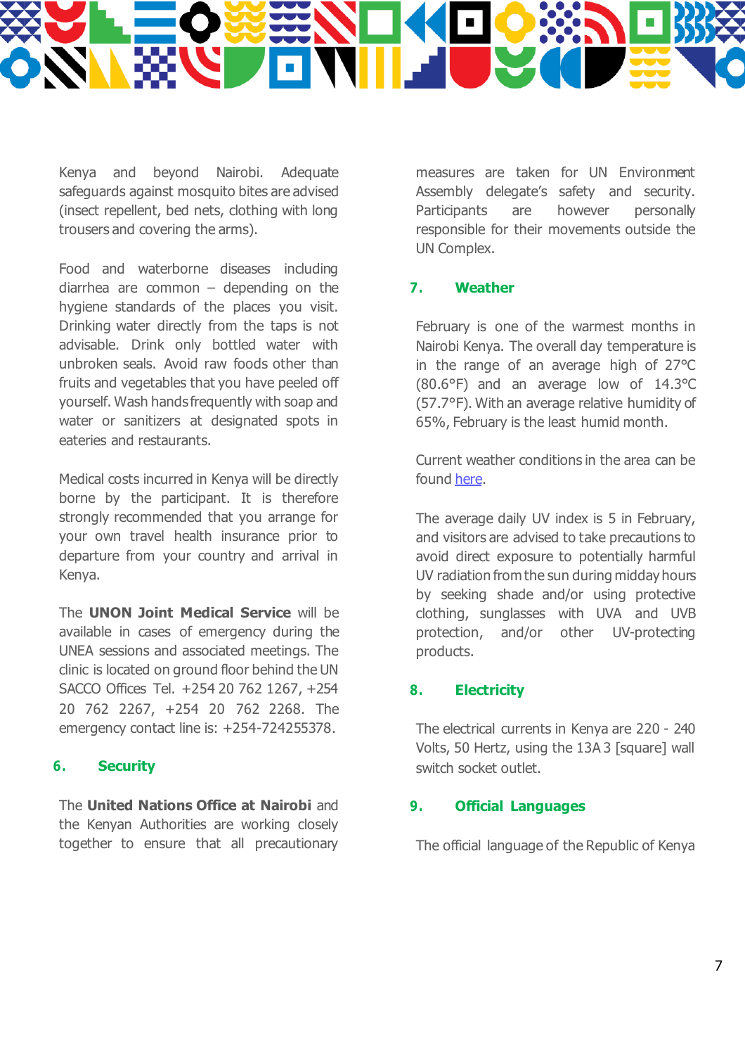Kenya and beyond Nairobi. Adequate safeguards against mosquito bites are advised (insect repellent, bed nets, clothing with long trousers and covering the arms).

Food and waterborne diseases including diarrhea are common – depending on the hygiene standards of the places you visit. Drinking water directly from the taps is not advisable. Drink only bottled water with unbroken seals. Avoid raw foods other than fruits and vegetables that you have peeled off yourself. Wash hands frequently with soap and water or sanitizers at designated spots in eateries and restaurants.

Medical costs incurred in Kenya will be directly borne by the participant. It is therefore strongly recommended that you arrange for your own travel health insurance prior to departure from your country and arrival in Kenya.

The **UNON Joint Medical Service** will be available in cases of emergency during the UNEA sessions and associated meetings. The clinic is located on ground floor behind the UN SACCO Offices Tel. +254 20 762 1267, +254 20 762 2267, +254 20 762 2268. The emergency contact line is: +254-724255378.

## 6. Security

The **United Nations Office at Nairobi** and the Kenyan Authorities are working closely together to ensure that all precautionary measures are taken for UN Environment Assembly delegate's safety and security. Participants are however personally responsible for their movements outside the UN Complex.

## 7. Weather

February is one of the warmest months in Nairobi Kenya. The overall day temperature is in the range of an average high of 27°C (80.6°F) and an average low of 14.3°C (57.7°F). With an average relative humidity of 65%, February is the least humid month.

Current weather conditions in the area can be found here.

The average daily UV index is 5 in February, and visitors are advised to take precautions to avoid direct exposure to potentially harmful UV radiation from the sun during midday hours by seeking shade and/or using protective clothing, sunglasses with UVA and UVB protection, and/or other UV-protecting products.

## 8. Electricity

The electrical currents in Kenya are 220 - 240 Volts, 50 Hertz, using the 13A 3 [square] wall switch socket outlet.

## 9. Official Languages

The official language of the Republic of Kenya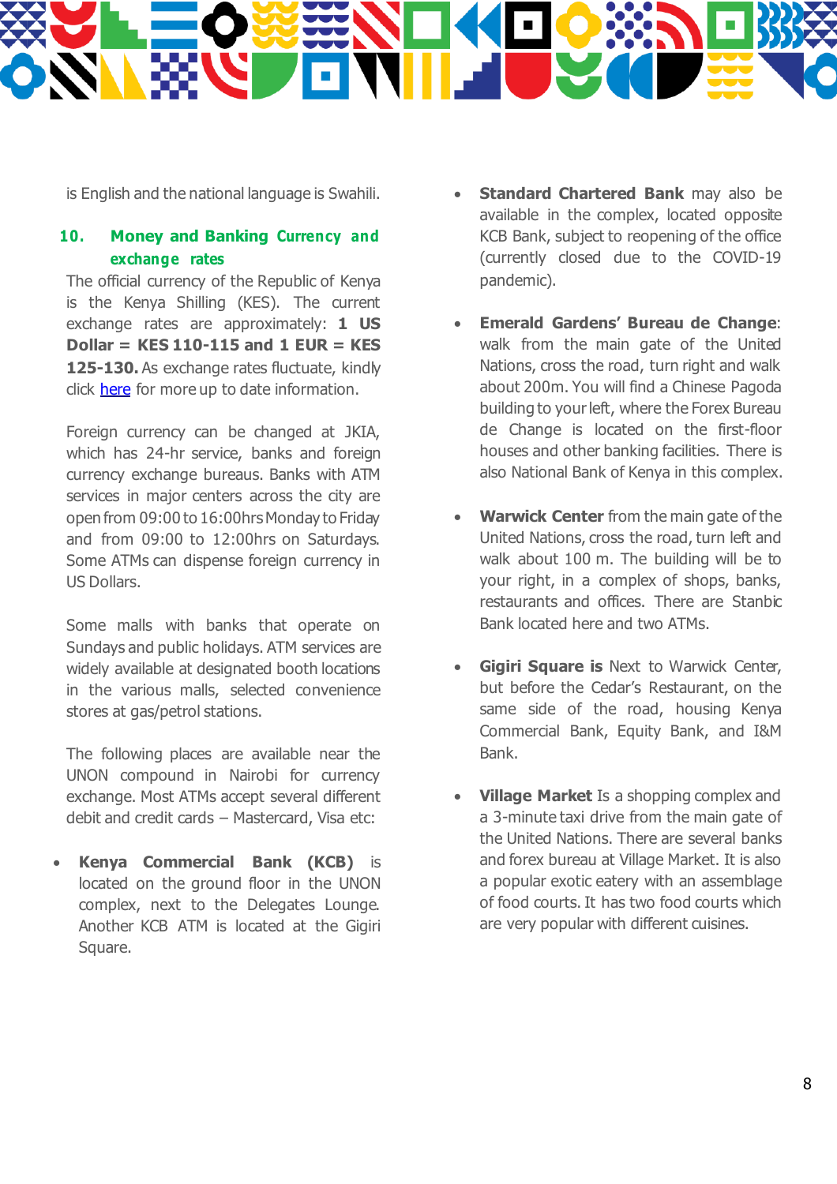is English and the national language is Swahili.

## 10. Money and Banking Currency and exchange rates

The official currency of the Republic of Kenya is the Kenya Shilling (KES). The current exchange rates are approximately: **1 US Dollar = KES 110-115 and 1 EUR = KES 125-130.** As exchange rates fluctuate, kindly click here for more up to date information.

Foreign currency can be changed at JKIA, which has 24-hr service, banks and foreign currency exchange bureaus. Banks with ATM services in major centers across the city are open from 09:00 to 16:00hrs Monday to Friday and from 09:00 to 12:00hrs on Saturdays. Some ATMs can dispense foreign currency in US Dollars.

Some malls with banks that operate on Sundays and public holidays. ATM services are widely available at designated booth locations in the various malls, selected convenience stores at gas/petrol stations.

The following places are available near the UNON compound in Nairobi for currency exchange. Most ATMs accept several different debit and credit cards – Mastercard, Visa etc:

- **Kenya Commercial Bank (KCB)** is located on the ground floor in the UNON complex, next to the Delegates Lounge. Another KCB ATM is located at the Gigiri Square.
- **Standard Chartered Bank** may also be available in the complex, located opposite KCB Bank, subject to reopening of the office (currently closed due to the COVID-19 pandemic).
- **Emerald Gardens' Bureau de Change**: walk from the main gate of the United Nations, cross the road, turn right and walk about 200m. You will find a Chinese Pagoda building to your left, where the Forex Bureau de Change is located on the first-floor houses and other banking facilities. There is also National Bank of Kenya in this complex.
- **Warwick Center** from the main gate of the United Nations, cross the road, turn left and walk about 100 m. The building will be to your right, in a complex of shops, banks, restaurants and offices. There are Stanbic Bank located here and two ATMs.
- **Gigiri Square is** Next to Warwick Center, but before the Cedar's Restaurant, on the same side of the road, housing Kenya Commercial Bank, Equity Bank, and I&M Bank.
- **Village Market** Is a shopping complex and a 3-minute taxi drive from the main gate of the United Nations. There are several banks and forex bureau at Village Market. It is also a popular exotic eatery with an assemblage of food courts. It has two food courts which are very popular with different cuisines.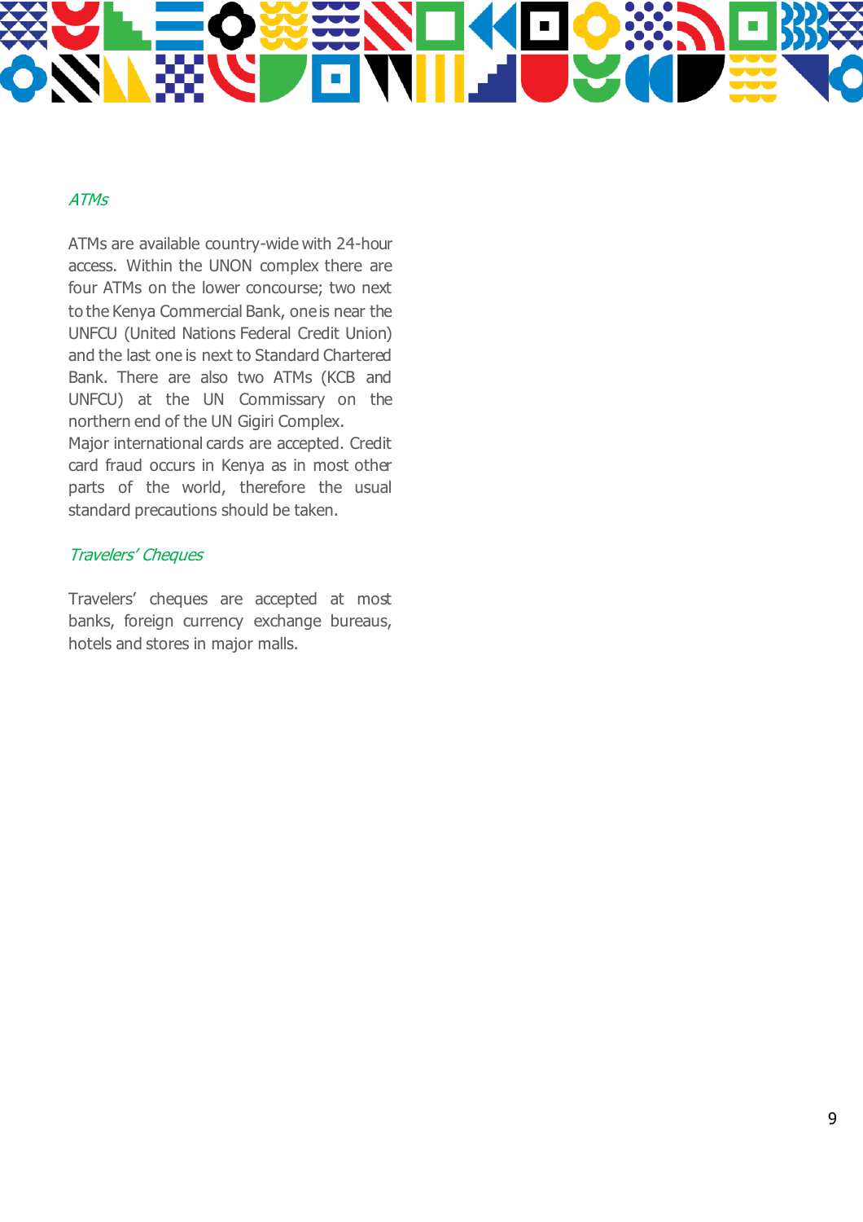### *ATMs*

ATMs are available country-wide with 24-hour access. Within the UNON complex there are four ATMs on the lower concourse; two next to the Kenya Commercial Bank, one is near the UNFCU (United Nations Federal Credit Union) and the last one is next to Standard Chartered Bank. There are also two ATMs (KCB and UNFCU) at the UN Commissary on the northern end of the UN Gigiri Complex.
Major international cards are accepted. Credit card fraud occurs in Kenya as in most other parts of the world, therefore the usual standard precautions should be taken.

### *Travelers' Cheques*

Travelers' cheques are accepted at most banks, foreign currency exchange bureaus, hotels and stores in major malls.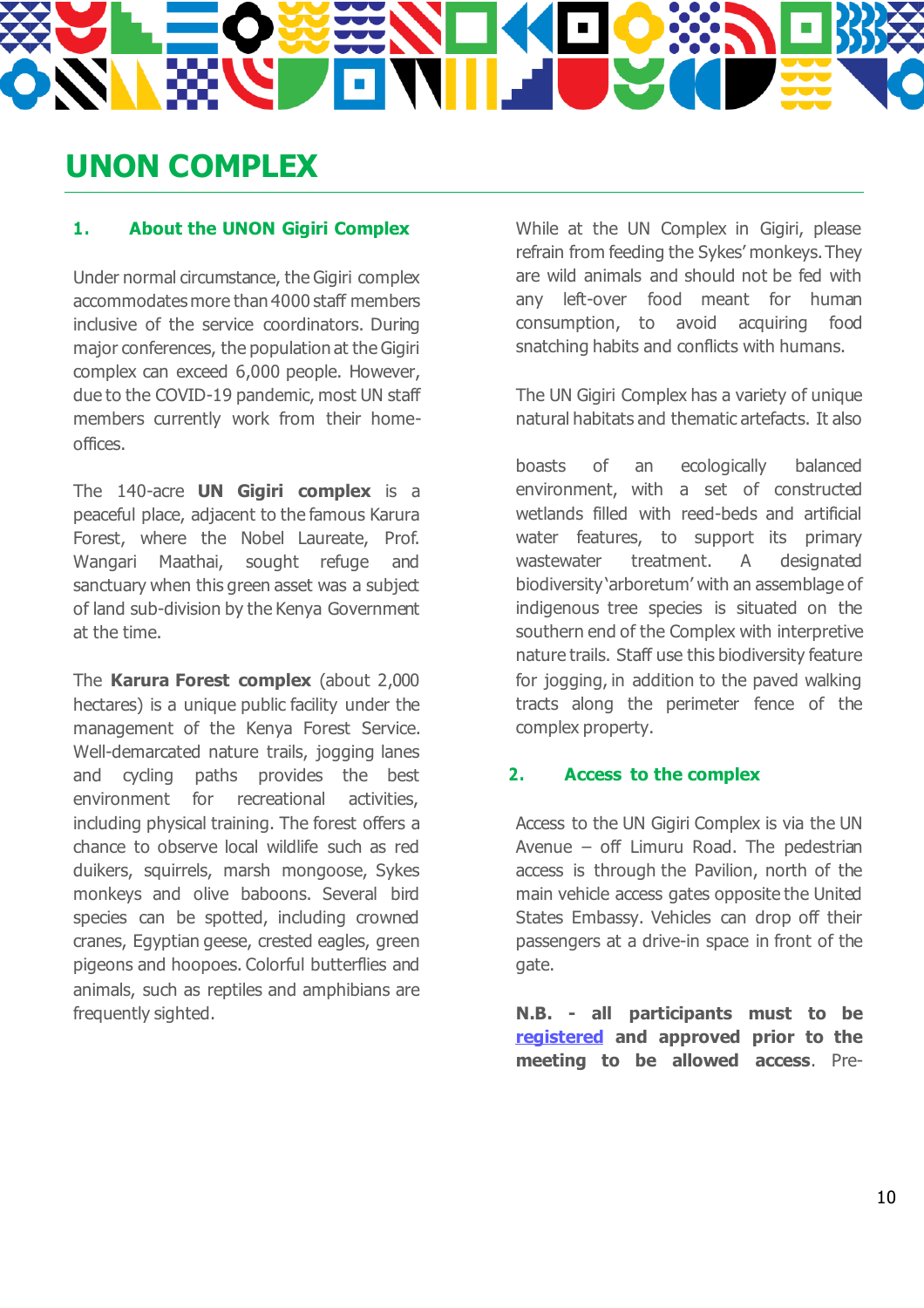# UNON COMPLEX

## 1. About the UNON Gigiri Complex

Under normal circumstance, the Gigiri complex accommodates more than 4000 staff members inclusive of the service coordinators. During major conferences, the population at the Gigiri complex can exceed 6,000 people. However, due to the COVID-19 pandemic, most UN staff members currently work from their home-offices.

The 140-acre **UN Gigiri complex** is a peaceful place, adjacent to the famous Karura Forest, where the Nobel Laureate, Prof. Wangari Maathai, sought refuge and sanctuary when this green asset was a subject of land sub-division by the Kenya Government at the time.

The **Karura Forest complex** (about 2,000 hectares) is a unique public facility under the management of the Kenya Forest Service. Well-demarcated nature trails, jogging lanes and cycling paths provides the best environment for recreational activities, including physical training. The forest offers a chance to observe local wildlife such as red duikers, squirrels, marsh mongoose, Sykes monkeys and olive baboons. Several bird species can be spotted, including crowned cranes, Egyptian geese, crested eagles, green pigeons and hoopoes. Colorful butterflies and animals, such as reptiles and amphibians are frequently sighted.

While at the UN Complex in Gigiri, please refrain from feeding the Sykes' monkeys. They are wild animals and should not be fed with any left-over food meant for human consumption, to avoid acquiring food snatching habits and conflicts with humans.

The UN Gigiri Complex has a variety of unique natural habitats and thematic artefacts. It also

boasts of an ecologically balanced environment, with a set of constructed wetlands filled with reed-beds and artificial water features, to support its primary wastewater treatment. A designated biodiversity 'arboretum' with an assemblage of indigenous tree species is situated on the southern end of the Complex with interpretive nature trails. Staff use this biodiversity feature for jogging, in addition to the paved walking tracts along the perimeter fence of the complex property.

## 2. Access to the complex

Access to the UN Gigiri Complex is via the UN Avenue – off Limuru Road. The pedestrian access is through the Pavilion, north of the main vehicle access gates opposite the United States Embassy. Vehicles can drop off their passengers at a drive-in space in front of the gate.

**N.B. - all participants must to be registered and approved prior to the meeting to be allowed access**. Pre-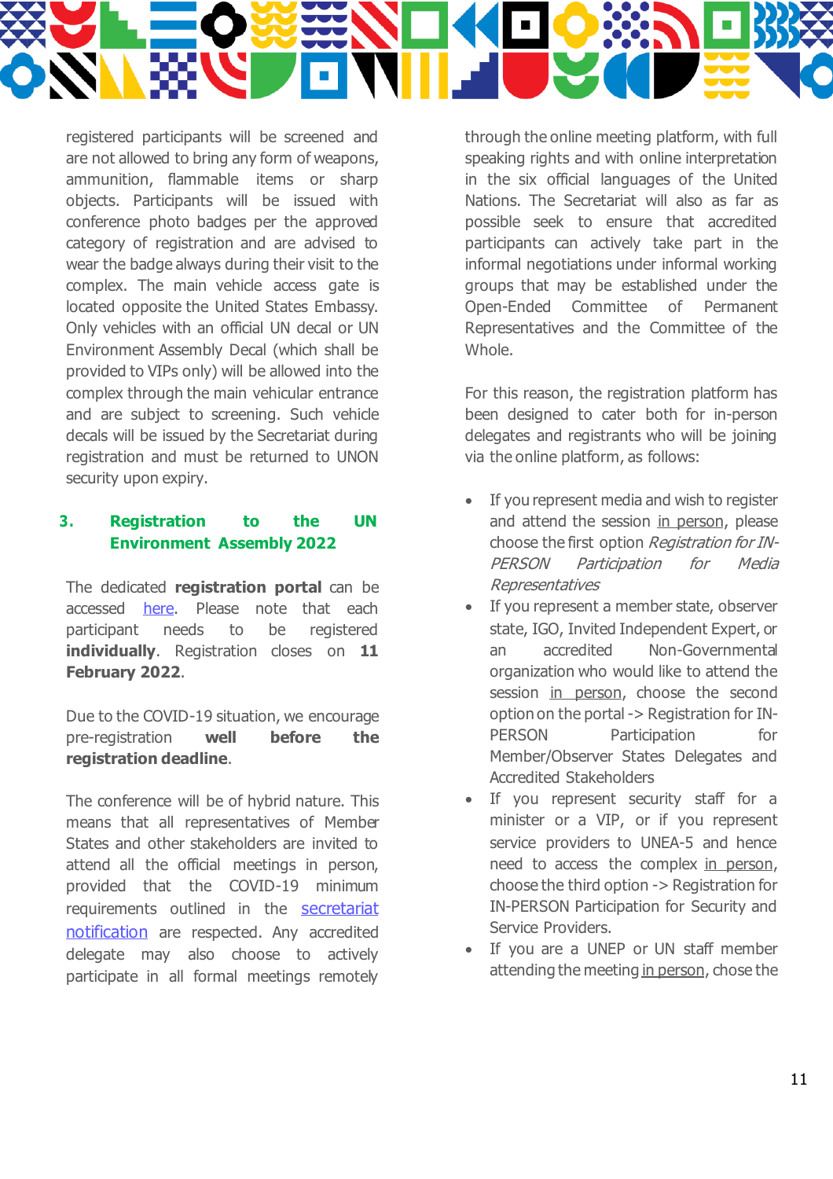registered participants will be screened and are not allowed to bring any form of weapons, ammunition, flammable items or sharp objects. Participants will be issued with conference photo badges per the approved category of registration and are advised to wear the badge always during their visit to the complex. The main vehicle access gate is located opposite the United States Embassy. Only vehicles with an official UN decal or UN Environment Assembly Decal (which shall be provided to VIPs only) will be allowed into the complex through the main vehicular entrance and are subject to screening. Such vehicle decals will be issued by the Secretariat during registration and must be returned to UNON security upon expiry.

## 3. Registration to the UN Environment Assembly 2022

The dedicated **registration portal** can be accessed here. Please note that each participant needs to be registered **individually**. Registration closes on **11 February 2022**.

Due to the COVID-19 situation, we encourage pre-registration **well before the registration deadline**.

The conference will be of hybrid nature. This means that all representatives of Member States and other stakeholders are invited to attend all the official meetings in person, provided that the COVID-19 minimum requirements outlined in the secretariat notification are respected. Any accredited delegate may also choose to actively participate in all formal meetings remotely through the online meeting platform, with full speaking rights and with online interpretation in the six official languages of the United Nations. The Secretariat will also as far as possible seek to ensure that accredited participants can actively take part in the informal negotiations under informal working groups that may be established under the Open-Ended Committee of Permanent Representatives and the Committee of the Whole.

For this reason, the registration platform has been designed to cater both for in-person delegates and registrants who will be joining via the online platform, as follows:

- If you represent media and wish to register and attend the session in person, please choose the first option *Registration for IN-PERSON Participation for Media Representatives*
- If you represent a member state, observer state, IGO, Invited Independent Expert, or an accredited Non-Governmental organization who would like to attend the session in person, choose the second option on the portal -> Registration for IN-PERSON Participation for Member/Observer States Delegates and Accredited Stakeholders
- If you represent security staff for a minister or a VIP, or if you represent service providers to UNEA-5 and hence need to access the complex in person, choose the third option -> Registration for IN-PERSON Participation for Security and Service Providers.
- If you are a UNEP or UN staff member attending the meeting in person, chose the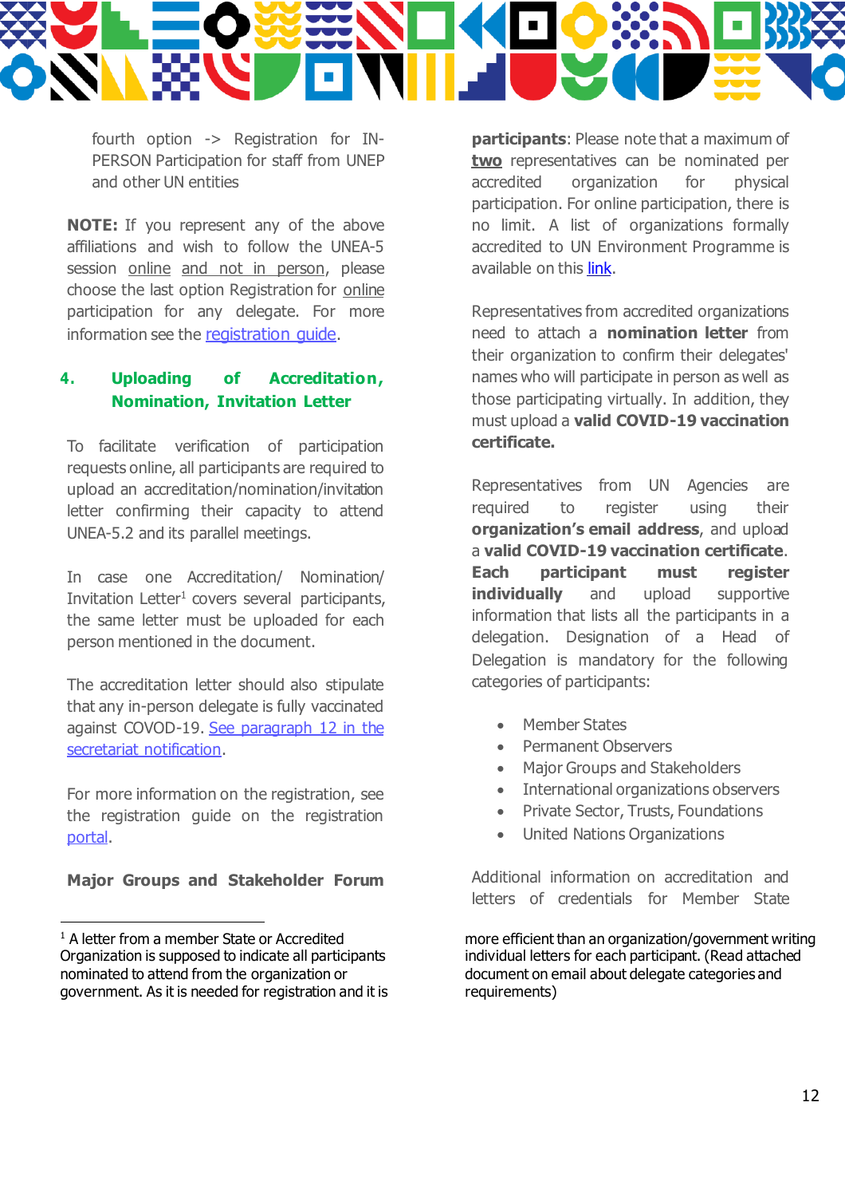fourth option -> Registration for IN-PERSON Participation for staff from UNEP and other UN entities

**NOTE:** If you represent any of the above affiliations and wish to follow the UNEA-5 session online and not in person, please choose the last option Registration for online participation for any delegate. For more information see the registration guide.

## 4. Uploading of Accreditation, Nomination, Invitation Letter

To facilitate verification of participation requests online, all participants are required to upload an accreditation/nomination/invitation letter confirming their capacity to attend UNEA-5.2 and its parallel meetings.

In case one Accreditation/ Nomination/ Invitation Letter[1] covers several participants, the same letter must be uploaded for each person mentioned in the document.

The accreditation letter should also stipulate that any in-person delegate is fully vaccinated against COVOD-19. See paragraph 12 in the secretariat notification.

For more information on the registration, see the registration guide on the registration portal.

**Major Groups and Stakeholder Forum participants**: Please note that a maximum of **two** representatives can be nominated per accredited organization for physical participation. For online participation, there is no limit. A list of organizations formally accredited to UN Environment Programme is available on this link.

Representatives from accredited organizations need to attach a **nomination letter** from their organization to confirm their delegates' names who will participate in person as well as those participating virtually. In addition, they must upload a **valid COVID-19 vaccination certificate.**

Representatives from UN Agencies are required to register using their **organization's email address**, and upload a **valid COVID-19 vaccination certificate**. **Each participant must register individually** and upload supportive information that lists all the participants in a delegation. Designation of a Head of Delegation is mandatory for the following categories of participants:

- Member States
- Permanent Observers
- Major Groups and Stakeholders
- International organizations observers
- Private Sector, Trusts, Foundations
- United Nations Organizations

Additional information on accreditation and letters of credentials for Member State

---

[1] A letter from a member State or Accredited Organization is supposed to indicate all participants nominated to attend from the organization or government. As it is needed for registration and it is more efficient than an organization/government writing individual letters for each participant. (Read attached document on email about delegate categories and requirements)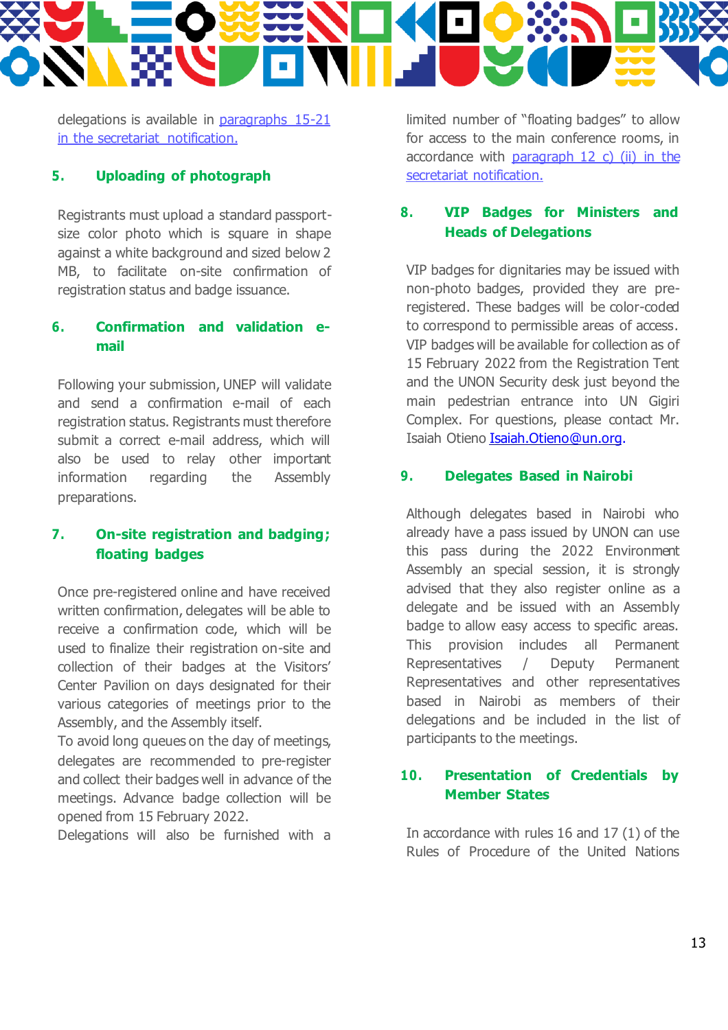delegations is available in [paragraphs 15-21 in the secretariat notification.](#)

## 5. Uploading of photograph

Registrants must upload a standard passport-size color photo which is square in shape against a white background and sized below 2 MB, to facilitate on-site confirmation of registration status and badge issuance.

## 6. Confirmation and validation e-mail

Following your submission, UNEP will validate and send a confirmation e-mail of each registration status. Registrants must therefore submit a correct e-mail address, which will also be used to relay other important information regarding the Assembly preparations.

## 7. On-site registration and badging; floating badges

Once pre-registered online and have received written confirmation, delegates will be able to receive a confirmation code, which will be used to finalize their registration on-site and collection of their badges at the Visitors' Center Pavilion on days designated for their various categories of meetings prior to the Assembly, and the Assembly itself.

To avoid long queues on the day of meetings, delegates are recommended to pre-register and collect their badges well in advance of the meetings. Advance badge collection will be opened from 15 February 2022.

Delegations will also be furnished with a limited number of "floating badges" to allow for access to the main conference rooms, in accordance with [paragraph 12 c) (ii) in the secretariat notification.](#)

## 8. VIP Badges for Ministers and Heads of Delegations

VIP badges for dignitaries may be issued with non-photo badges, provided they are pre-registered. These badges will be color-coded to correspond to permissible areas of access. VIP badges will be available for collection as of 15 February 2022 from the Registration Tent and the UNON Security desk just beyond the main pedestrian entrance into UN Gigiri Complex. For questions, please contact Mr. Isaiah Otieno [Isaiah.Otieno@un.org](mailto:Isaiah.Otieno@un.org).

## 9. Delegates Based in Nairobi

Although delegates based in Nairobi who already have a pass issued by UNON can use this pass during the 2022 Environment Assembly an special session, it is strongly advised that they also register online as a delegate and be issued with an Assembly badge to allow easy access to specific areas. This provision includes all Permanent Representatives / Deputy Permanent Representatives and other representatives based in Nairobi as members of their delegations and be included in the list of participants to the meetings.

## 10. Presentation of Credentials by Member States

In accordance with rules 16 and 17 (1) of the Rules of Procedure of the United Nations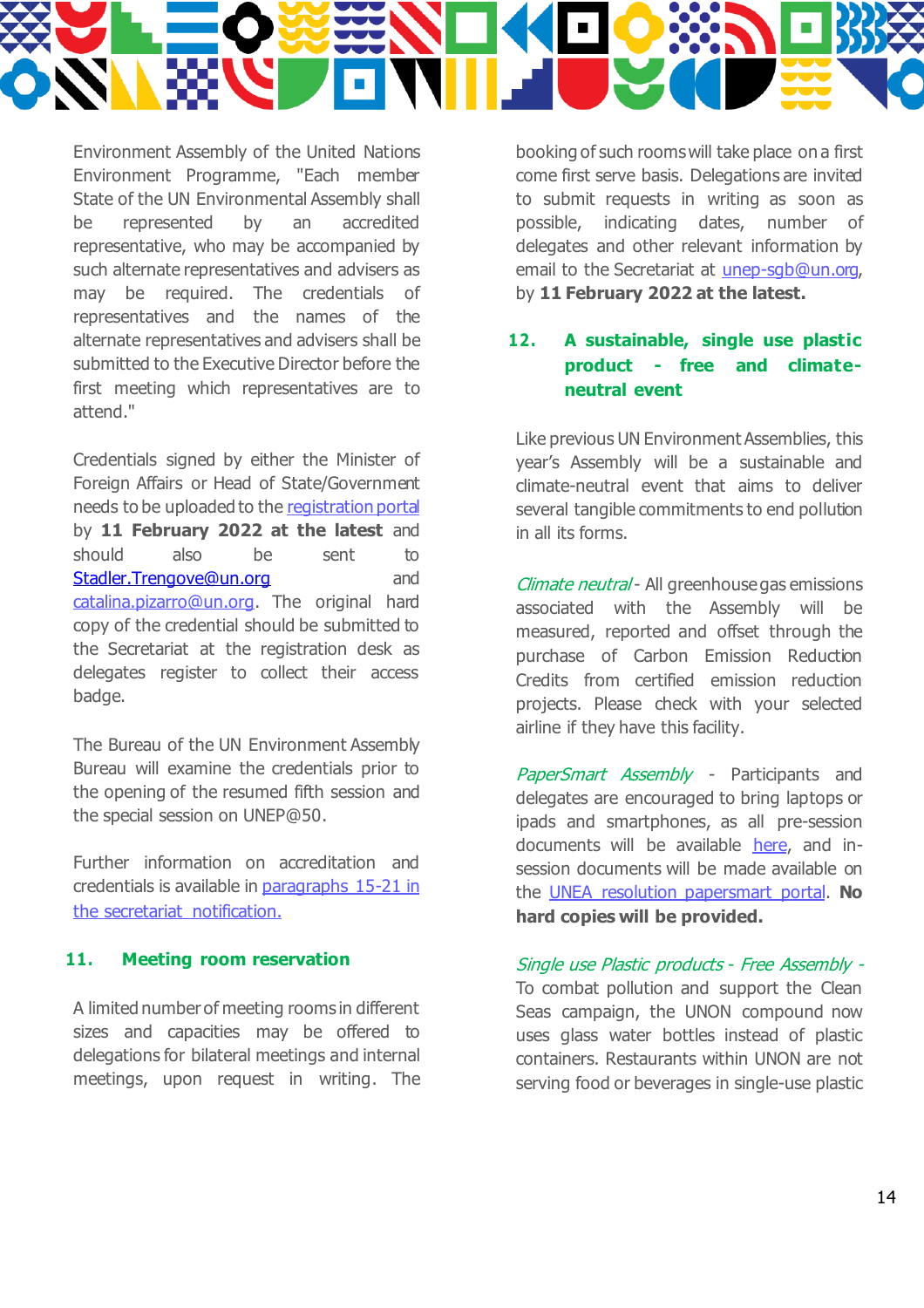Environment Assembly of the United Nations Environment Programme, "Each member State of the UN Environmental Assembly shall be represented by an accredited representative, who may be accompanied by such alternate representatives and advisers as may be required. The credentials of representatives and the names of the alternate representatives and advisers shall be submitted to the Executive Director before the first meeting which representatives are to attend."

Credentials signed by either the Minister of Foreign Affairs or Head of State/Government needs to be uploaded to the registration portal by **11 February 2022 at the latest** and should also be sent to Stadler.Trengove@un.org and catalina.pizarro@un.org. The original hard copy of the credential should be submitted to the Secretariat at the registration desk as delegates register to collect their access badge.

The Bureau of the UN Environment Assembly Bureau will examine the credentials prior to the opening of the resumed fifth session and the special session on UNEP@50.

Further information on accreditation and credentials is available in paragraphs 15-21 in the secretariat notification.

## 11. Meeting room reservation

A limited number of meeting rooms in different sizes and capacities may be offered to delegations for bilateral meetings and internal meetings, upon request in writing. The booking of such rooms will take place on a first come first serve basis. Delegations are invited to submit requests in writing as soon as possible, indicating dates, number of delegates and other relevant information by email to the Secretariat at unep-sgb@un.org, by **11 February 2022 at the latest.**

## 12. A sustainable, single use plastic product - free and climate-neutral event

Like previous UN Environment Assemblies, this year's Assembly will be a sustainable and climate-neutral event that aims to deliver several tangible commitments to end pollution in all its forms.

*Climate neutral* - All greenhouse gas emissions associated with the Assembly will be measured, reported and offset through the purchase of Carbon Emission Reduction Credits from certified emission reduction projects. Please check with your selected airline if they have this facility.

*PaperSmart Assembly* - Participants and delegates are encouraged to bring laptops or ipads and smartphones, as all pre-session documents will be available here, and in-session documents will be made available on the UNEA resolution papersmart portal. **No hard copies will be provided.**

*Single use Plastic products - Free Assembly* - To combat pollution and support the Clean Seas campaign, the UNON compound now uses glass water bottles instead of plastic containers. Restaurants within UNON are not serving food or beverages in single-use plastic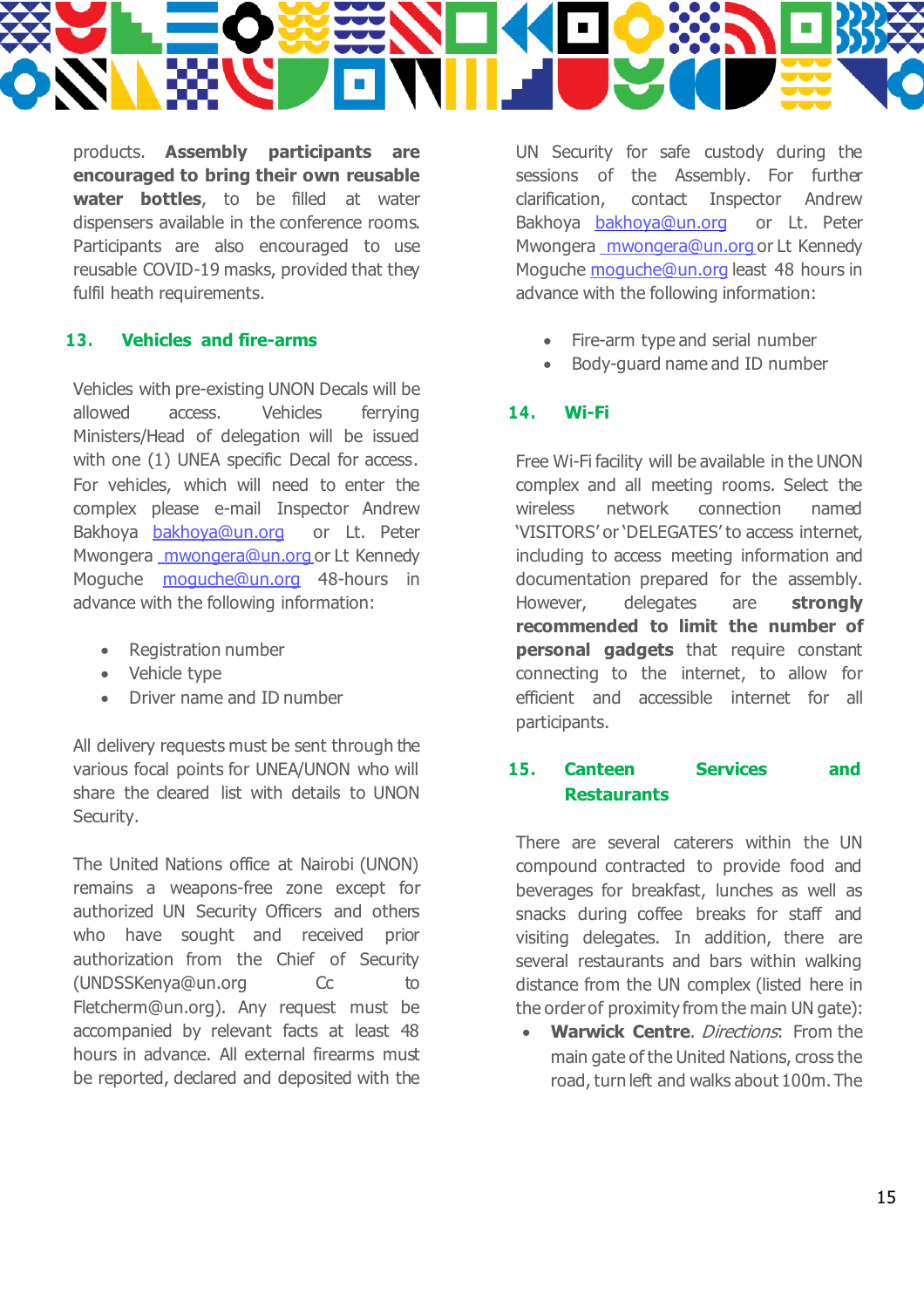products. **Assembly participants are encouraged to bring their own reusable water bottles**, to be filled at water dispensers available in the conference rooms. Participants are also encouraged to use reusable COVID-19 masks, provided that they fulfil heath requirements.

## 13. Vehicles and fire-arms

Vehicles with pre-existing UNON Decals will be allowed access. Vehicles ferrying Ministers/Head of delegation will be issued with one (1) UNEA specific Decal for access. For vehicles, which will need to enter the complex please e-mail Inspector Andrew Bakhoya bakhoya@un.org or Lt. Peter Mwongera mwongera@un.org or Lt Kennedy Moguche moguche@un.org 48-hours in advance with the following information:

- Registration number
- Vehicle type
- Driver name and ID number

All delivery requests must be sent through the various focal points for UNEA/UNON who will share the cleared list with details to UNON Security.

The United Nations office at Nairobi (UNON) remains a weapons-free zone except for authorized UN Security Officers and others who have sought and received prior authorization from the Chief of Security (UNDSSKenya@un.org Cc to Fletcherm@un.org). Any request must be accompanied by relevant facts at least 48 hours in advance. All external firearms must be reported, declared and deposited with the UN Security for safe custody during the sessions of the Assembly. For further clarification, contact Inspector Andrew Bakhoya bakhoya@un.org or Lt. Peter Mwongera mwongera@un.org or Lt Kennedy Moguche moguche@un.org least 48 hours in advance with the following information:

- Fire-arm type and serial number
- Body-guard name and ID number

## 14. Wi-Fi

Free Wi-Fi facility will be available in the UNON complex and all meeting rooms. Select the wireless network connection named 'VISITORS' or 'DELEGATES' to access internet, including to access meeting information and documentation prepared for the assembly. However, delegates are **strongly recommended to limit the number of personal gadgets** that require constant connecting to the internet, to allow for efficient and accessible internet for all participants.

## 15. Canteen Services and Restaurants

There are several caterers within the UN compound contracted to provide food and beverages for breakfast, lunches as well as snacks during coffee breaks for staff and visiting delegates. In addition, there are several restaurants and bars within walking distance from the UN complex (listed here in the order of proximity from the main UN gate):

- **Warwick Centre**. *Directions*: From the main gate of the United Nations, cross the road, turn left and walks about 100m. The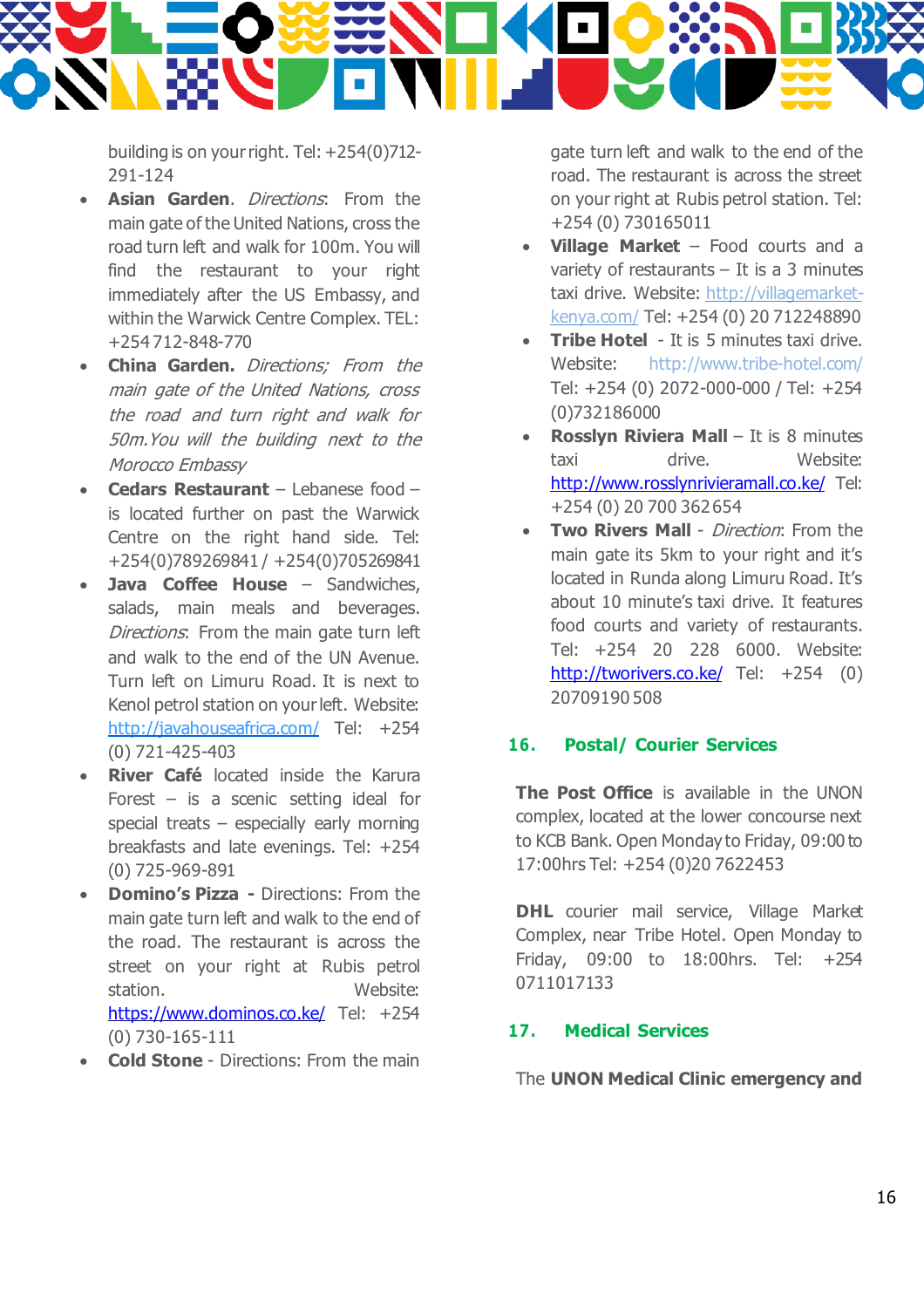building is on your right. Tel: +254(0)712-291-124

- **Asian Garden**. *Directions*: From the main gate of the United Nations, cross the road turn left and walk for 100m. You will find the restaurant to your right immediately after the US Embassy, and within the Warwick Centre Complex. TEL: +254 712-848-770
- **China Garden.** *Directions; From the main gate of the United Nations, cross the road and turn right and walk for 50m.You will the building next to the Morocco Embassy*
- **Cedars Restaurant** – Lebanese food – is located further on past the Warwick Centre on the right hand side. Tel: +254(0)789269841 / +254(0)705269841
- **Java Coffee House** – Sandwiches, salads, main meals and beverages. *Directions*: From the main gate turn left and walk to the end of the UN Avenue. Turn left on Limuru Road. It is next to Kenol petrol station on your left. Website: http://javahouseafrica.com/ Tel: +254 (0) 721-425-403
- **River Café** located inside the Karura Forest – is a scenic setting ideal for special treats – especially early morning breakfasts and late evenings. Tel: +254 (0) 725-969-891
- **Domino's Pizza -** Directions: From the main gate turn left and walk to the end of the road. The restaurant is across the street on your right at Rubis petrol station. Website: https://www.dominos.co.ke/ Tel: +254 (0) 730-165-111
- **Cold Stone** - Directions: From the main gate turn left and walk to the end of the road. The restaurant is across the street on your right at Rubis petrol station. Tel: +254 (0) 730165011
- **Village Market** – Food courts and a variety of restaurants – It is a 3 minutes taxi drive. Website: http://villagemarket-kenya.com/ Tel: +254 (0) 20 712248890
- **Tribe Hotel** - It is 5 minutes taxi drive. Website: http://www.tribe-hotel.com/ Tel: +254 (0) 2072-000-000 / Tel: +254 (0)732186000
- **Rosslyn Riviera Mall** – It is 8 minutes taxi drive. Website: http://www.rosslynrivieramall.co.ke/ Tel: +254 (0) 20 700 362 654
- **Two Rivers Mall** - *Direction*: From the main gate its 5km to your right and it's located in Runda along Limuru Road. It's about 10 minute's taxi drive. It features food courts and variety of restaurants. Tel: +254 20 228 6000. Website: http://tworivers.co.ke/ Tel: +254 (0) 20709190 508

## 16. Postal/ Courier Services

**The Post Office** is available in the UNON complex, located at the lower concourse next to KCB Bank. Open Monday to Friday, 09:00 to 17:00hrs Tel: +254 (0)20 7622453

**DHL** courier mail service, Village Market Complex, near Tribe Hotel. Open Monday to Friday, 09:00 to 18:00hrs. Tel: +254 0711017133

## 17. Medical Services

The **UNON Medical Clinic emergency and**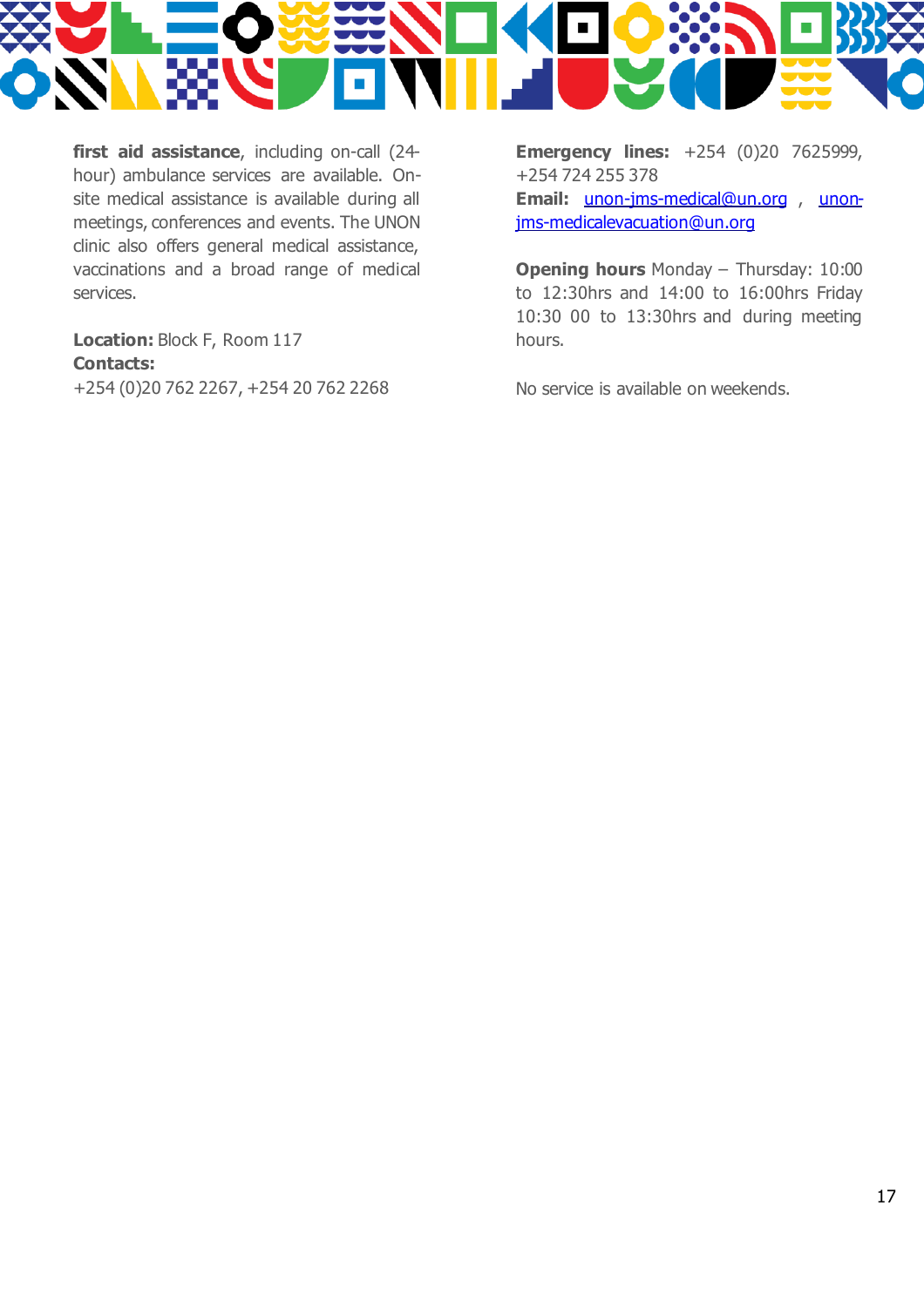**first aid assistance**, including on-call (24-hour) ambulance services are available. On-site medical assistance is available during all meetings, conferences and events. The UNON clinic also offers general medical assistance, vaccinations and a broad range of medical services.

**Location:** Block F, Room 117
**Contacts:**
+254 (0)20 762 2267, +254 20 762 2268

**Emergency lines:** +254 (0)20 7625999, +254 724 255 378
**Email:** unon-jms-medical@un.org , unon-jms-medicalevacuation@un.org

**Opening hours** Monday – Thursday: 10:00 to 12:30hrs and 14:00 to 16:00hrs Friday 10:30 00 to 13:30hrs and during meeting hours.

No service is available on weekends.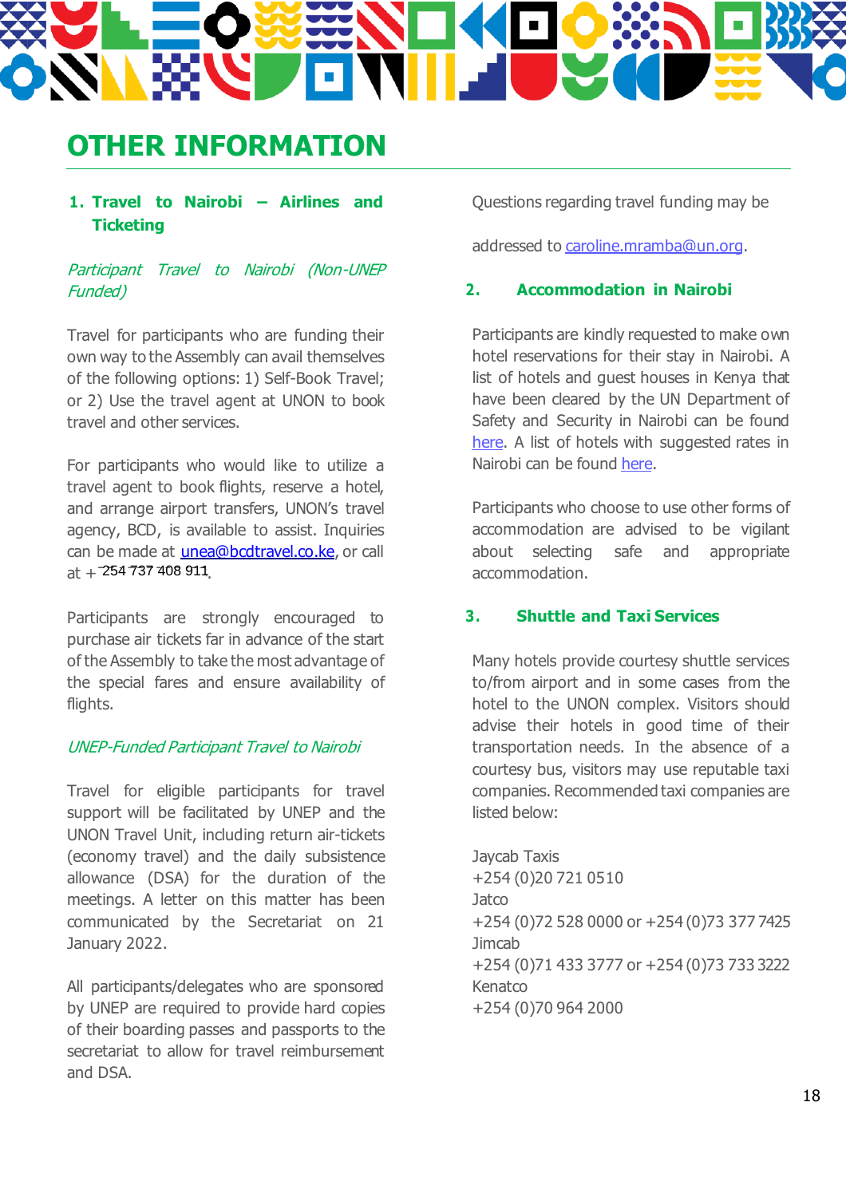# OTHER INFORMATION

## 1. Travel to Nairobi – Airlines and Ticketing

*Participant Travel to Nairobi (Non-UNEP Funded)*

Travel for participants who are funding their own way to the Assembly can avail themselves of the following options: 1) Self-Book Travel; or 2) Use the travel agent at UNON to book travel and other services.

For participants who would like to utilize a travel agent to book flights, reserve a hotel, and arrange airport transfers, UNON's travel agency, BCD, is available to assist. Inquiries can be made at unea@bcdtravel.co.ke, or call at +254 737 408 911.

Participants are strongly encouraged to purchase air tickets far in advance of the start of the Assembly to take the most advantage of the special fares and ensure availability of flights.

*UNEP-Funded Participant Travel to Nairobi*

Travel for eligible participants for travel support will be facilitated by UNEP and the UNON Travel Unit, including return air-tickets (economy travel) and the daily subsistence allowance (DSA) for the duration of the meetings. A letter on this matter has been communicated by the Secretariat on 21 January 2022.

All participants/delegates who are sponsored by UNEP are required to provide hard copies of their boarding passes and passports to the secretariat to allow for travel reimbursement and DSA.

Questions regarding travel funding may be

addressed to caroline.mramba@un.org.

## 2. Accommodation in Nairobi

Participants are kindly requested to make own hotel reservations for their stay in Nairobi. A list of hotels and guest houses in Kenya that have been cleared by the UN Department of Safety and Security in Nairobi can be found here. A list of hotels with suggested rates in Nairobi can be found here.

Participants who choose to use other forms of accommodation are advised to be vigilant about selecting safe and appropriate accommodation.

## 3. Shuttle and Taxi Services

Many hotels provide courtesy shuttle services to/from airport and in some cases from the hotel to the UNON complex. Visitors should advise their hotels in good time of their transportation needs. In the absence of a courtesy bus, visitors may use reputable taxi companies. Recommended taxi companies are listed below:

Jaycab Taxis
+254 (0)20 721 0510
Jatco
+254 (0)72 528 0000 or +254 (0)73 377 7425
Jimcab
+254 (0)71 433 3777 or +254 (0)73 733 3222
Kenatco
+254 (0)70 964 2000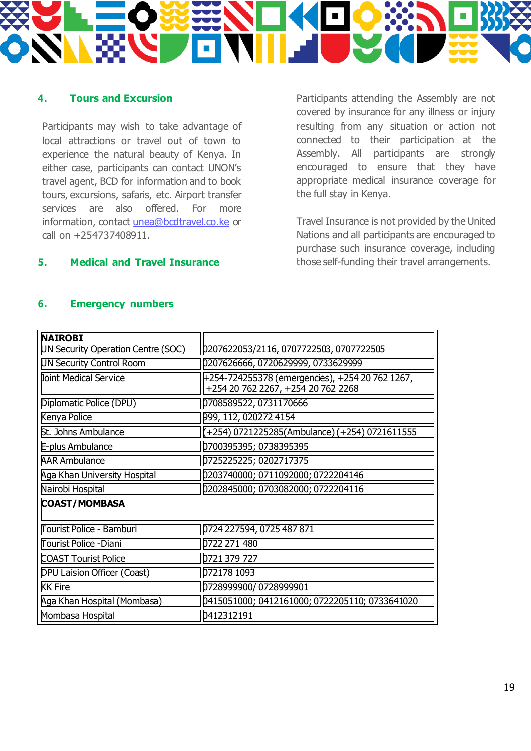## 4. Tours and Excursion

Participants may wish to take advantage of local attractions or travel out of town to experience the natural beauty of Kenya. In either case, participants can contact UNON's travel agent, BCD for information and to book tours, excursions, safaris, etc. Airport transfer services are also offered. For more information, contact unea@bcdtravel.co.ke or call on +254737408911.

## 5. Medical and Travel Insurance

Participants attending the Assembly are not covered by insurance for any illness or injury resulting from any situation or action not connected to their participation at the Assembly. All participants are strongly encouraged to ensure that they have appropriate medical insurance coverage for the full stay in Kenya.

Travel Insurance is not provided by the United Nations and all participants are encouraged to purchase such insurance coverage, including those self-funding their travel arrangements.

## 6. Emergency numbers

| | |
|---|---|
| **NAIROBI**<br>UN Security Operation Centre (SOC) | 0207622053/2116, 0707722503, 0707722505 |
| UN Security Control Room | 0207626666, 0720629999, 0733629999 |
| Joint Medical Service | +254-724255378 (emergencies), +254 20 762 1267, +254 20 762 2267, +254 20 762 2268 |
| Diplomatic Police (DPU) | 0708589522, 0731170666 |
| Kenya Police | 999, 112, 020272 4154 |
| St. Johns Ambulance | (+254) 0721225285(Ambulance) (+254) 0721611555 |
| E-plus Ambulance | 0700395395; 0738395395 |
| AAR Ambulance | 0725225225; 0202717375 |
| Aga Khan University Hospital | 0203740000; 0711092000; 0722204146 |
| Nairobi Hospital | 0202845000; 0703082000; 0722204116 |
| **COAST/MOMBASA** | |
| Tourist Police - Bamburi | 0724 227594, 0725 487 871 |
| Tourist Police -Diani | 0722 271 480 |
| COAST Tourist Police | 0721 379 727 |
| DPU Laision Officer (Coast) | 072178 1093 |
| KK Fire | 0728999900/ 0728999901 |
| Aga Khan Hospital (Mombasa) | 0415051000; 0412161000; 0722205110; 0733641020 |
| Mombasa Hospital | 0412312191 |